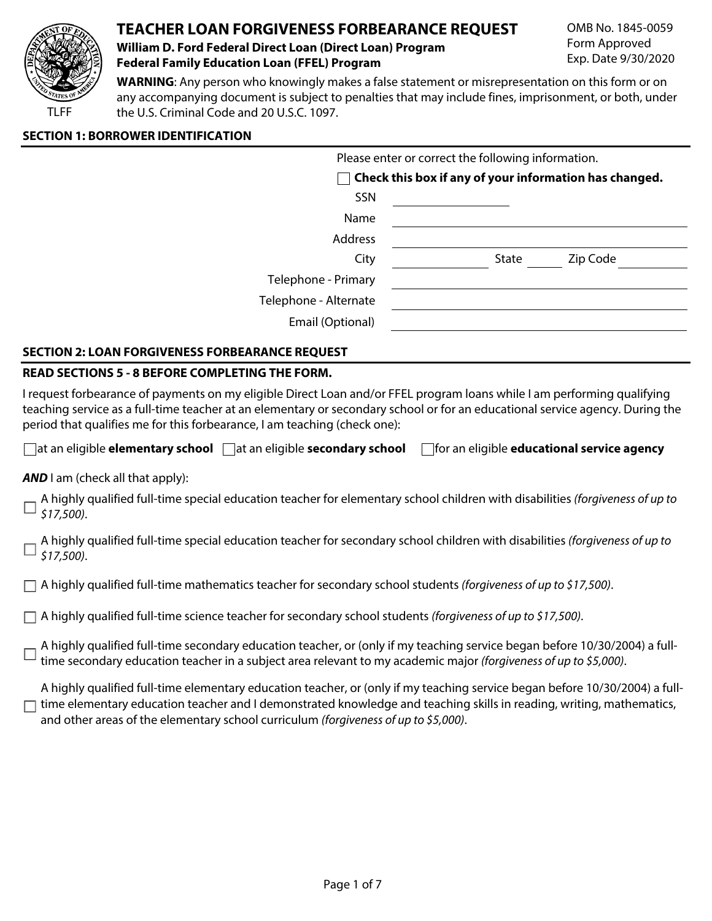# TEACHER LOAN FORGIVENESS FORBEARANCE REQUEST

**William D. Ford Federal Direct Loan (Direct Loan) Program**
**Federal Family Education Loan (FFEL) Program**

OMB No. 1845-0059
Form Approved
Exp. Date 9/30/2020

TLFF

**WARNING**: Any person who knowingly makes a false statement or misrepresentation on this form or on any accompanying document is subject to penalties that may include fines, imprisonment, or both, under the U.S. Criminal Code and 20 U.S.C. 1097.

## SECTION 1: BORROWER IDENTIFICATION

Please enter or correct the following information.

☐ **Check this box if any of your information has changed.**

SSN \_\_\_\_\_\_\_\_\_\_

Name \_\_\_\_\_\_\_\_\_\_

Address \_\_\_\_\_\_\_\_\_\_

City \_\_\_\_\_\_\_\_\_\_ State \_\_\_\_\_ Zip Code \_\_\_\_\_\_\_\_\_\_

Telephone - Primary \_\_\_\_\_\_\_\_\_\_

Telephone - Alternate \_\_\_\_\_\_\_\_\_\_

Email (Optional) \_\_\_\_\_\_\_\_\_\_

## SECTION 2: LOAN FORGIVENESS FORBEARANCE REQUEST

**READ SECTIONS 5 - 8 BEFORE COMPLETING THE FORM.**

I request forbearance of payments on my eligible Direct Loan and/or FFEL program loans while I am performing qualifying teaching service as a full-time teacher at an elementary or secondary school or for an educational service agency. During the period that qualifies me for this forbearance, I am teaching (check one):

☐ at an eligible **elementary school** ☐ at an eligible **secondary school** ☐ for an eligible **educational service agency**

***AND*** I am (check all that apply):

☐ A highly qualified full-time special education teacher for elementary school children with disabilities *(forgiveness of up to $17,500)*.

☐ A highly qualified full-time special education teacher for secondary school children with disabilities *(forgiveness of up to $17,500)*.

☐ A highly qualified full-time mathematics teacher for secondary school students *(forgiveness of up to $17,500)*.

☐ A highly qualified full-time science teacher for secondary school students *(forgiveness of up to $17,500)*.

☐ A highly qualified full-time secondary education teacher, or (only if my teaching service began before 10/30/2004) a full-time secondary education teacher in a subject area relevant to my academic major *(forgiveness of up to $5,000)*.

☐ A highly qualified full-time elementary education teacher, or (only if my teaching service began before 10/30/2004) a full-time elementary education teacher and I demonstrated knowledge and teaching skills in reading, writing, mathematics, and other areas of the elementary school curriculum *(forgiveness of up to $5,000)*.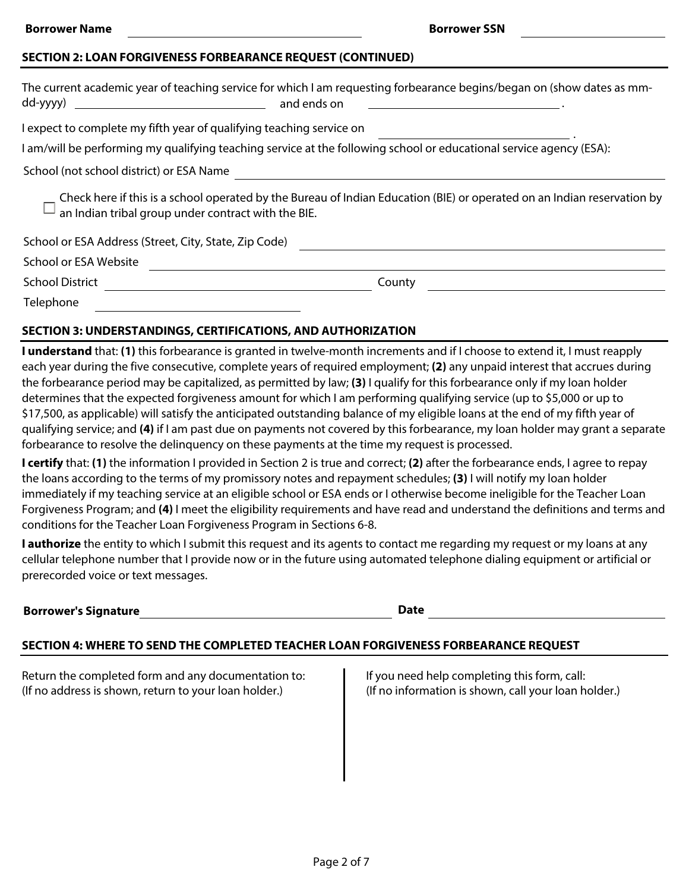**Borrower Name** ______________________ **Borrower SSN** ______________________

## SECTION 2: LOAN FORGIVENESS FORBEARANCE REQUEST (CONTINUED)

The current academic year of teaching service for which I am requesting forbearance begins/began on (show dates as mm-dd-yyyy) ______________________ and ends on ______________________.

I expect to complete my fifth year of qualifying teaching service on ______________________.

I am/will be performing my qualifying teaching service at the following school or educational service agency (ESA):

School (not school district) or ESA Name ______________________

☐ Check here if this is a school operated by the Bureau of Indian Education (BIE) or operated on an Indian reservation by an Indian tribal group under contract with the BIE.

School or ESA Address (Street, City, State, Zip Code) ______________________

School or ESA Website ______________________

School District ______________________ County ______________________

Telephone ______________________

## SECTION 3: UNDERSTANDINGS, CERTIFICATIONS, AND AUTHORIZATION

**I understand** that: **(1)** this forbearance is granted in twelve-month increments and if I choose to extend it, I must reapply each year during the five consecutive, complete years of required employment; **(2)** any unpaid interest that accrues during the forbearance period may be capitalized, as permitted by law; **(3)** I qualify for this forbearance only if my loan holder determines that the expected forgiveness amount for which I am performing qualifying service (up to $5,000 or up to $17,500, as applicable) will satisfy the anticipated outstanding balance of my eligible loans at the end of my fifth year of qualifying service; and **(4)** if I am past due on payments not covered by this forbearance, my loan holder may grant a separate forbearance to resolve the delinquency on these payments at the time my request is processed.

**I certify** that: **(1)** the information I provided in Section 2 is true and correct; **(2)** after the forbearance ends, I agree to repay the loans according to the terms of my promissory notes and repayment schedules; **(3)** I will notify my loan holder immediately if my teaching service at an eligible school or ESA ends or I otherwise become ineligible for the Teacher Loan Forgiveness Program; and **(4)** I meet the eligibility requirements and have read and understand the definitions and terms and conditions for the Teacher Loan Forgiveness Program in Sections 6-8.

**I authorize** the entity to which I submit this request and its agents to contact me regarding my request or my loans at any cellular telephone number that I provide now or in the future using automated telephone dialing equipment or artificial or prerecorded voice or text messages.

**Borrower's Signature** ______________________ **Date** ______________________

## SECTION 4: WHERE TO SEND THE COMPLETED TEACHER LOAN FORGIVENESS FORBEARANCE REQUEST

Return the completed form and any documentation to:
(If no address is shown, return to your loan holder.)

If you need help completing this form, call:
(If no information is shown, call your loan holder.)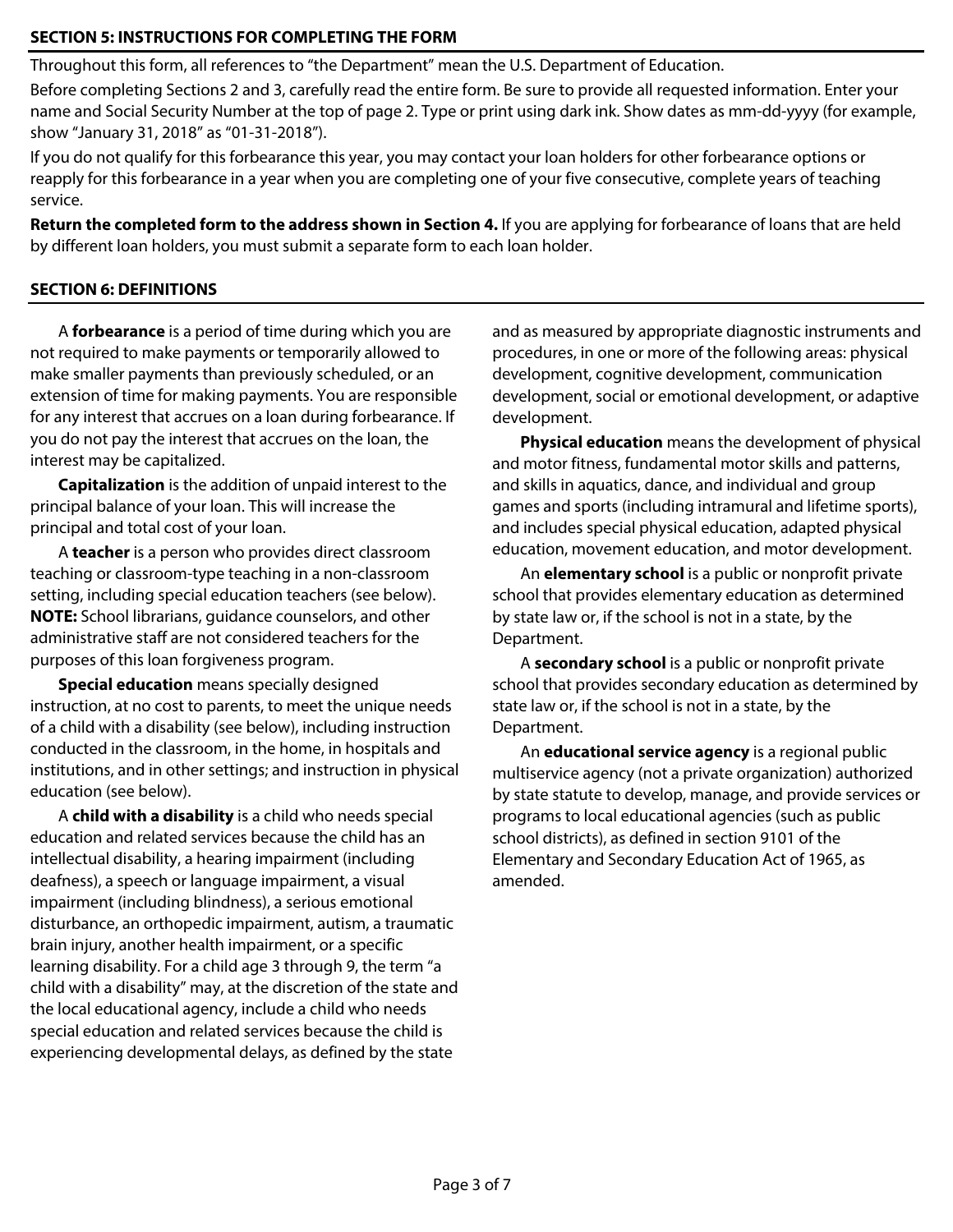## SECTION 5: INSTRUCTIONS FOR COMPLETING THE FORM

Throughout this form, all references to "the Department" mean the U.S. Department of Education.

Before completing Sections 2 and 3, carefully read the entire form. Be sure to provide all requested information. Enter your name and Social Security Number at the top of page 2. Type or print using dark ink. Show dates as mm-dd-yyyy (for example, show "January 31, 2018" as "01-31-2018").

If you do not qualify for this forbearance this year, you may contact your loan holders for other forbearance options or reapply for this forbearance in a year when you are completing one of your five consecutive, complete years of teaching service.

**Return the completed form to the address shown in Section 4.** If you are applying for forbearance of loans that are held by different loan holders, you must submit a separate form to each loan holder.

## SECTION 6: DEFINITIONS

A **forbearance** is a period of time during which you are not required to make payments or temporarily allowed to make smaller payments than previously scheduled, or an extension of time for making payments. You are responsible for any interest that accrues on a loan during forbearance. If you do not pay the interest that accrues on the loan, the interest may be capitalized.

**Capitalization** is the addition of unpaid interest to the principal balance of your loan. This will increase the principal and total cost of your loan.

A **teacher** is a person who provides direct classroom teaching or classroom-type teaching in a non-classroom setting, including special education teachers (see below). **NOTE:** School librarians, guidance counselors, and other administrative staff are not considered teachers for the purposes of this loan forgiveness program.

**Special education** means specially designed instruction, at no cost to parents, to meet the unique needs of a child with a disability (see below), including instruction conducted in the classroom, in the home, in hospitals and institutions, and in other settings; and instruction in physical education (see below).

A **child with a disability** is a child who needs special education and related services because the child has an intellectual disability, a hearing impairment (including deafness), a speech or language impairment, a visual impairment (including blindness), a serious emotional disturbance, an orthopedic impairment, autism, a traumatic brain injury, another health impairment, or a specific learning disability. For a child age 3 through 9, the term "a child with a disability" may, at the discretion of the state and the local educational agency, include a child who needs special education and related services because the child is experiencing developmental delays, as defined by the state and as measured by appropriate diagnostic instruments and procedures, in one or more of the following areas: physical development, cognitive development, communication development, social or emotional development, or adaptive development.

**Physical education** means the development of physical and motor fitness, fundamental motor skills and patterns, and skills in aquatics, dance, and individual and group games and sports (including intramural and lifetime sports), and includes special physical education, adapted physical education, movement education, and motor development.

An **elementary school** is a public or nonprofit private school that provides elementary education as determined by state law or, if the school is not in a state, by the Department.

A **secondary school** is a public or nonprofit private school that provides secondary education as determined by state law or, if the school is not in a state, by the Department.

An **educational service agency** is a regional public multiservice agency (not a private organization) authorized by state statute to develop, manage, and provide services or programs to local educational agencies (such as public school districts), as defined in section 9101 of the Elementary and Secondary Education Act of 1965, as amended.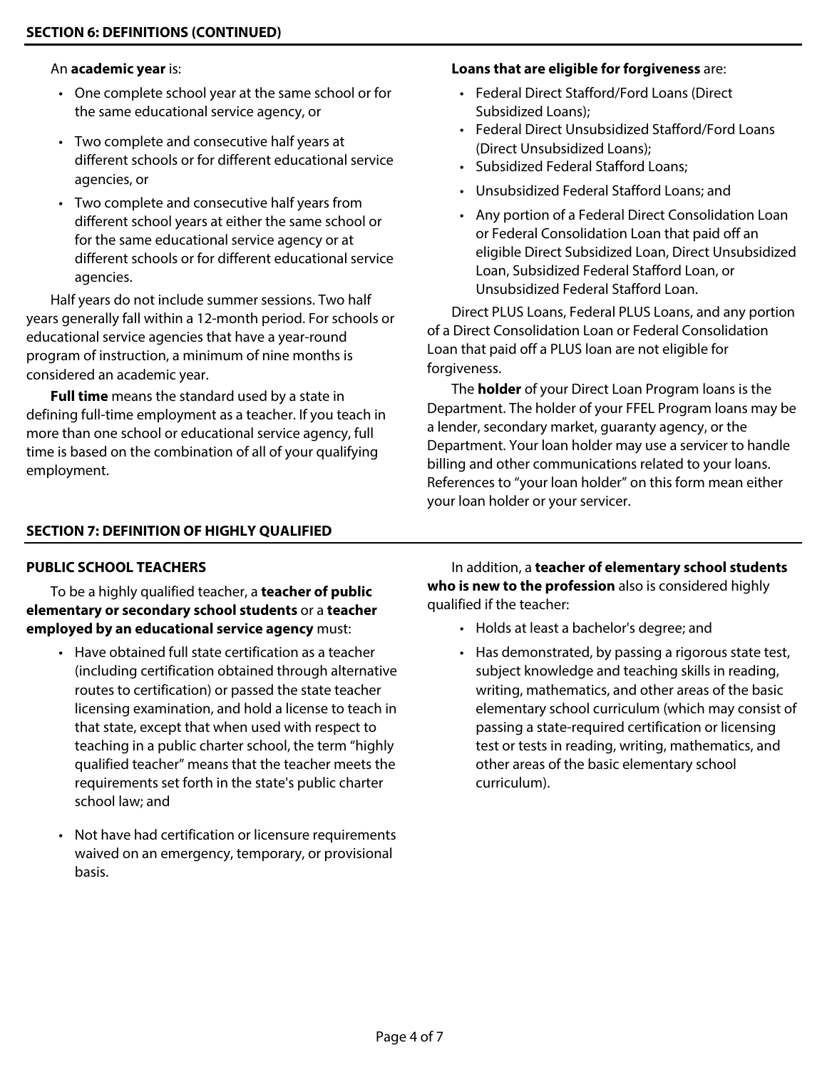## SECTION 6: DEFINITIONS (CONTINUED)

An **academic year** is:

- One complete school year at the same school or for the same educational service agency, or
- Two complete and consecutive half years at different schools or for different educational service agencies, or
- Two complete and consecutive half years from different school years at either the same school or for the same educational service agency or at different schools or for different educational service agencies.

Half years do not include summer sessions. Two half years generally fall within a 12-month period. For schools or educational service agencies that have a year-round program of instruction, a minimum of nine months is considered an academic year.

**Full time** means the standard used by a state in defining full-time employment as a teacher. If you teach in more than one school or educational service agency, full time is based on the combination of all of your qualifying employment.

**Loans that are eligible for forgiveness** are:

- Federal Direct Stafford/Ford Loans (Direct Subsidized Loans);
- Federal Direct Unsubsidized Stafford/Ford Loans (Direct Unsubsidized Loans);
- Subsidized Federal Stafford Loans;
- Unsubsidized Federal Stafford Loans; and
- Any portion of a Federal Direct Consolidation Loan or Federal Consolidation Loan that paid off an eligible Direct Subsidized Loan, Direct Unsubsidized Loan, Subsidized Federal Stafford Loan, or Unsubsidized Federal Stafford Loan.

Direct PLUS Loans, Federal PLUS Loans, and any portion of a Direct Consolidation Loan or Federal Consolidation Loan that paid off a PLUS loan are not eligible for forgiveness.

The **holder** of your Direct Loan Program loans is the Department. The holder of your FFEL Program loans may be a lender, secondary market, guaranty agency, or the Department. Your loan holder may use a servicer to handle billing and other communications related to your loans. References to "your loan holder" on this form mean either your loan holder or your servicer.

## SECTION 7: DEFINITION OF HIGHLY QUALIFIED

### PUBLIC SCHOOL TEACHERS

To be a highly qualified teacher, a **teacher of public elementary or secondary school students** or a **teacher employed by an educational service agency** must:

- Have obtained full state certification as a teacher (including certification obtained through alternative routes to certification) or passed the state teacher licensing examination, and hold a license to teach in that state, except that when used with respect to teaching in a public charter school, the term "highly qualified teacher" means that the teacher meets the requirements set forth in the state's public charter school law; and
- Not have had certification or licensure requirements waived on an emergency, temporary, or provisional basis.

In addition, a **teacher of elementary school students who is new to the profession** also is considered highly qualified if the teacher:

- Holds at least a bachelor's degree; and
- Has demonstrated, by passing a rigorous state test, subject knowledge and teaching skills in reading, writing, mathematics, and other areas of the basic elementary school curriculum (which may consist of passing a state-required certification or licensing test or tests in reading, writing, mathematics, and other areas of the basic elementary school curriculum).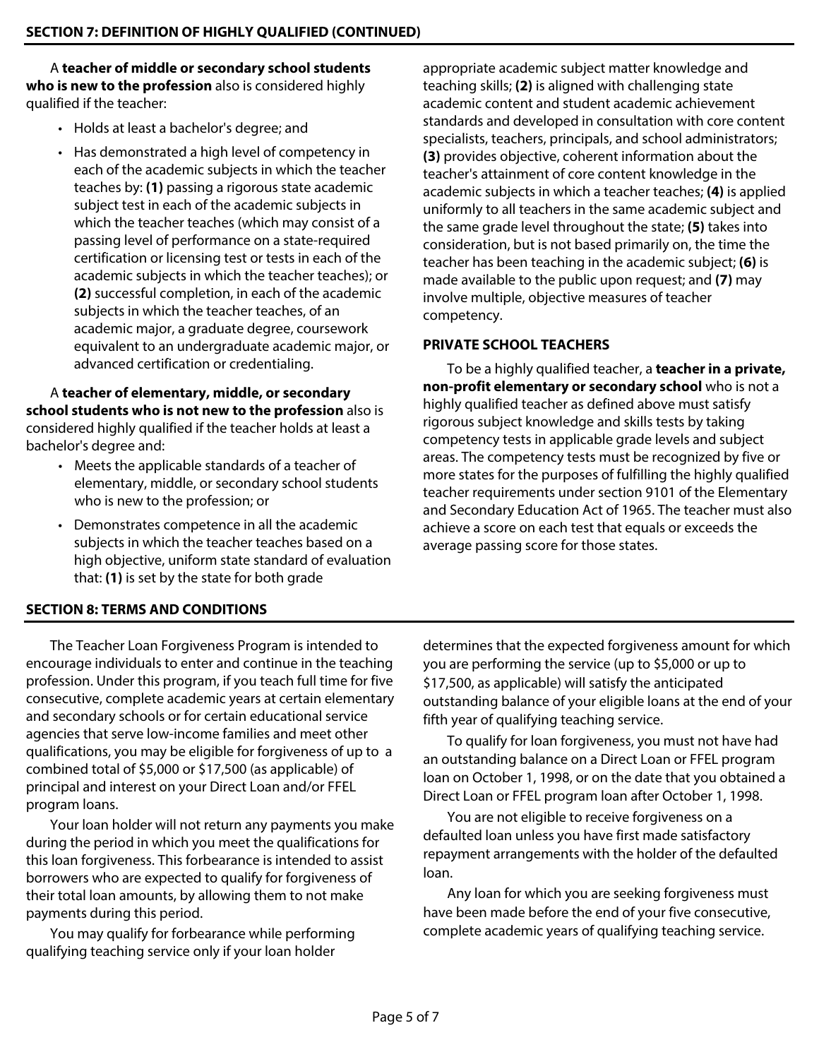## SECTION 7: DEFINITION OF HIGHLY QUALIFIED (CONTINUED)

A **teacher of middle or secondary school students who is new to the profession** also is considered highly qualified if the teacher:

- Holds at least a bachelor's degree; and
- Has demonstrated a high level of competency in each of the academic subjects in which the teacher teaches by: **(1)** passing a rigorous state academic subject test in each of the academic subjects in which the teacher teaches (which may consist of a passing level of performance on a state-required certification or licensing test or tests in each of the academic subjects in which the teacher teaches); or **(2)** successful completion, in each of the academic subjects in which the teacher teaches, of an academic major, a graduate degree, coursework equivalent to an undergraduate academic major, or advanced certification or credentialing.

A **teacher of elementary, middle, or secondary school students who is not new to the profession** also is considered highly qualified if the teacher holds at least a bachelor's degree and:

- Meets the applicable standards of a teacher of elementary, middle, or secondary school students who is new to the profession; or
- Demonstrates competence in all the academic subjects in which the teacher teaches based on a high objective, uniform state standard of evaluation that: **(1)** is set by the state for both grade appropriate academic subject matter knowledge and teaching skills; **(2)** is aligned with challenging state academic content and student academic achievement standards and developed in consultation with core content specialists, teachers, principals, and school administrators; **(3)** provides objective, coherent information about the teacher's attainment of core content knowledge in the academic subjects in which a teacher teaches; **(4)** is applied uniformly to all teachers in the same academic subject and the same grade level throughout the state; **(5)** takes into consideration, but is not based primarily on, the time the teacher has been teaching in the academic subject; **(6)** is made available to the public upon request; and **(7)** may involve multiple, objective measures of teacher competency.

### PRIVATE SCHOOL TEACHERS

To be a highly qualified teacher, a **teacher in a private, non-profit elementary or secondary school** who is not a highly qualified teacher as defined above must satisfy rigorous subject knowledge and skills tests by taking competency tests in applicable grade levels and subject areas. The competency tests must be recognized by five or more states for the purposes of fulfilling the highly qualified teacher requirements under section 9101 of the Elementary and Secondary Education Act of 1965. The teacher must also achieve a score on each test that equals or exceeds the average passing score for those states.

## SECTION 8: TERMS AND CONDITIONS

The Teacher Loan Forgiveness Program is intended to encourage individuals to enter and continue in the teaching profession. Under this program, if you teach full time for five consecutive, complete academic years at certain elementary and secondary schools or for certain educational service agencies that serve low-income families and meet other qualifications, you may be eligible for forgiveness of up to a combined total of $5,000 or $17,500 (as applicable) of principal and interest on your Direct Loan and/or FFEL program loans.

Your loan holder will not return any payments you make during the period in which you meet the qualifications for this loan forgiveness. This forbearance is intended to assist borrowers who are expected to qualify for forgiveness of their total loan amounts, by allowing them to not make payments during this period.

You may qualify for forbearance while performing qualifying teaching service only if your loan holder determines that the expected forgiveness amount for which you are performing the service (up to $5,000 or up to $17,500, as applicable) will satisfy the anticipated outstanding balance of your eligible loans at the end of your fifth year of qualifying teaching service.

To qualify for loan forgiveness, you must not have had an outstanding balance on a Direct Loan or FFEL program loan on October 1, 1998, or on the date that you obtained a Direct Loan or FFEL program loan after October 1, 1998.

You are not eligible to receive forgiveness on a defaulted loan unless you have first made satisfactory repayment arrangements with the holder of the defaulted loan.

Any loan for which you are seeking forgiveness must have been made before the end of your five consecutive, complete academic years of qualifying teaching service.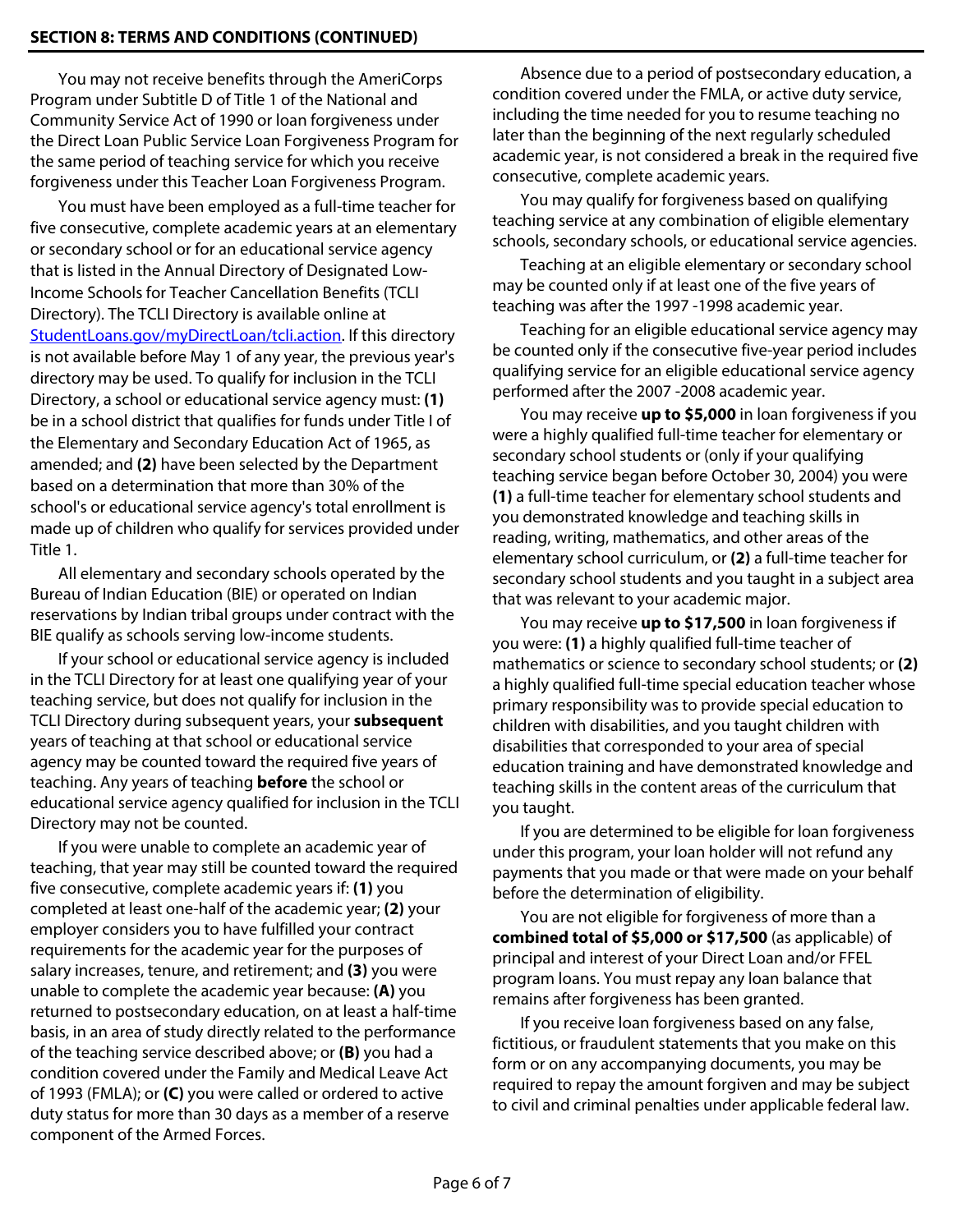## SECTION 8: TERMS AND CONDITIONS (CONTINUED)

You may not receive benefits through the AmeriCorps Program under Subtitle D of Title 1 of the National and Community Service Act of 1990 or loan forgiveness under the Direct Loan Public Service Loan Forgiveness Program for the same period of teaching service for which you receive forgiveness under this Teacher Loan Forgiveness Program.

You must have been employed as a full-time teacher for five consecutive, complete academic years at an elementary or secondary school or for an educational service agency that is listed in the Annual Directory of Designated Low-Income Schools for Teacher Cancellation Benefits (TCLI Directory). The TCLI Directory is available online at StudentLoans.gov/myDirectLoan/tcli.action. If this directory is not available before May 1 of any year, the previous year's directory may be used. To qualify for inclusion in the TCLI Directory, a school or educational service agency must: **(1)** be in a school district that qualifies for funds under Title I of the Elementary and Secondary Education Act of 1965, as amended; and **(2)** have been selected by the Department based on a determination that more than 30% of the school's or educational service agency's total enrollment is made up of children who qualify for services provided under Title 1.

All elementary and secondary schools operated by the Bureau of Indian Education (BIE) or operated on Indian reservations by Indian tribal groups under contract with the BIE qualify as schools serving low-income students.

If your school or educational service agency is included in the TCLI Directory for at least one qualifying year of your teaching service, but does not qualify for inclusion in the TCLI Directory during subsequent years, your **subsequent** years of teaching at that school or educational service agency may be counted toward the required five years of teaching. Any years of teaching **before** the school or educational service agency qualified for inclusion in the TCLI Directory may not be counted.

If you were unable to complete an academic year of teaching, that year may still be counted toward the required five consecutive, complete academic years if: **(1)** you completed at least one-half of the academic year; **(2)** your employer considers you to have fulfilled your contract requirements for the academic year for the purposes of salary increases, tenure, and retirement; and **(3)** you were unable to complete the academic year because: **(A)** you returned to postsecondary education, on at least a half-time basis, in an area of study directly related to the performance of the teaching service described above; or **(B)** you had a condition covered under the Family and Medical Leave Act of 1993 (FMLA); or **(C)** you were called or ordered to active duty status for more than 30 days as a member of a reserve component of the Armed Forces.

Absence due to a period of postsecondary education, a condition covered under the FMLA, or active duty service, including the time needed for you to resume teaching no later than the beginning of the next regularly scheduled academic year, is not considered a break in the required five consecutive, complete academic years.

You may qualify for forgiveness based on qualifying teaching service at any combination of eligible elementary schools, secondary schools, or educational service agencies.

Teaching at an eligible elementary or secondary school may be counted only if at least one of the five years of teaching was after the 1997 -1998 academic year.

Teaching for an eligible educational service agency may be counted only if the consecutive five-year period includes qualifying service for an eligible educational service agency performed after the 2007 -2008 academic year.

You may receive **up to $5,000** in loan forgiveness if you were a highly qualified full-time teacher for elementary or secondary school students or (only if your qualifying teaching service began before October 30, 2004) you were **(1)** a full-time teacher for elementary school students and you demonstrated knowledge and teaching skills in reading, writing, mathematics, and other areas of the elementary school curriculum, or **(2)** a full-time teacher for secondary school students and you taught in a subject area that was relevant to your academic major.

You may receive **up to $17,500** in loan forgiveness if you were: **(1)** a highly qualified full-time teacher of mathematics or science to secondary school students; or **(2)** a highly qualified full-time special education teacher whose primary responsibility was to provide special education to children with disabilities, and you taught children with disabilities that corresponded to your area of special education training and have demonstrated knowledge and teaching skills in the content areas of the curriculum that you taught.

If you are determined to be eligible for loan forgiveness under this program, your loan holder will not refund any payments that you made or that were made on your behalf before the determination of eligibility.

You are not eligible for forgiveness of more than a **combined total of $5,000 or $17,500** (as applicable) of principal and interest of your Direct Loan and/or FFEL program loans. You must repay any loan balance that remains after forgiveness has been granted.

If you receive loan forgiveness based on any false, fictitious, or fraudulent statements that you make on this form or on any accompanying documents, you may be required to repay the amount forgiven and may be subject to civil and criminal penalties under applicable federal law.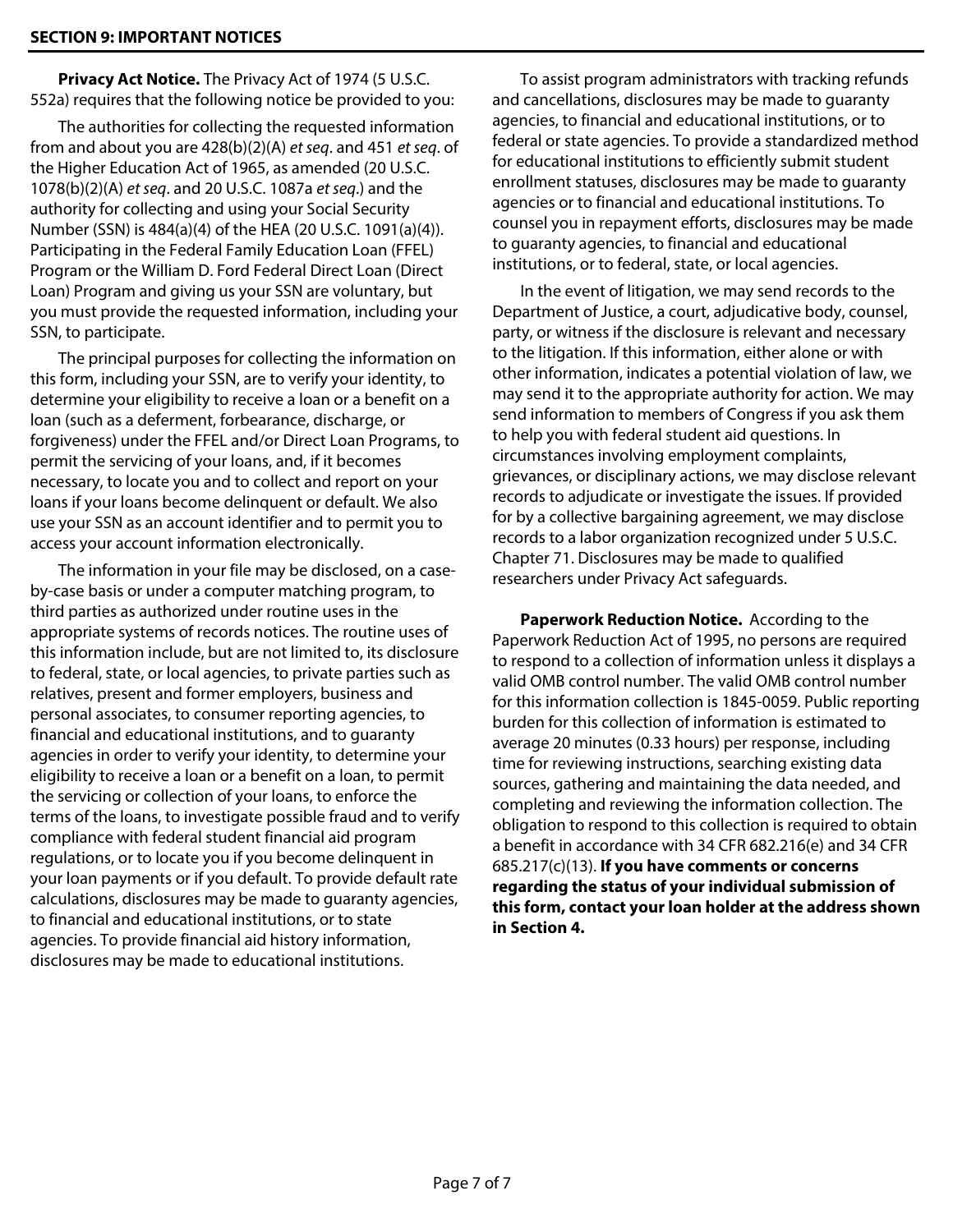## SECTION 9: IMPORTANT NOTICES

**Privacy Act Notice.** The Privacy Act of 1974 (5 U.S.C. 552a) requires that the following notice be provided to you:

The authorities for collecting the requested information from and about you are 428(b)(2)(A) *et seq*. and 451 *et seq*. of the Higher Education Act of 1965, as amended (20 U.S.C. 1078(b)(2)(A) *et seq*. and 20 U.S.C. 1087a *et seq*.) and the authority for collecting and using your Social Security Number (SSN) is 484(a)(4) of the HEA (20 U.S.C. 1091(a)(4)). Participating in the Federal Family Education Loan (FFEL) Program or the William D. Ford Federal Direct Loan (Direct Loan) Program and giving us your SSN are voluntary, but you must provide the requested information, including your SSN, to participate.

The principal purposes for collecting the information on this form, including your SSN, are to verify your identity, to determine your eligibility to receive a loan or a benefit on a loan (such as a deferment, forbearance, discharge, or forgiveness) under the FFEL and/or Direct Loan Programs, to permit the servicing of your loans, and, if it becomes necessary, to locate you and to collect and report on your loans if your loans become delinquent or default. We also use your SSN as an account identifier and to permit you to access your account information electronically.

The information in your file may be disclosed, on a case-by-case basis or under a computer matching program, to third parties as authorized under routine uses in the appropriate systems of records notices. The routine uses of this information include, but are not limited to, its disclosure to federal, state, or local agencies, to private parties such as relatives, present and former employers, business and personal associates, to consumer reporting agencies, to financial and educational institutions, and to guaranty agencies in order to verify your identity, to determine your eligibility to receive a loan or a benefit on a loan, to permit the servicing or collection of your loans, to enforce the terms of the loans, to investigate possible fraud and to verify compliance with federal student financial aid program regulations, or to locate you if you become delinquent in your loan payments or if you default. To provide default rate calculations, disclosures may be made to guaranty agencies, to financial and educational institutions, or to state agencies. To provide financial aid history information, disclosures may be made to educational institutions.

To assist program administrators with tracking refunds and cancellations, disclosures may be made to guaranty agencies, to financial and educational institutions, or to federal or state agencies. To provide a standardized method for educational institutions to efficiently submit student enrollment statuses, disclosures may be made to guaranty agencies or to financial and educational institutions. To counsel you in repayment efforts, disclosures may be made to guaranty agencies, to financial and educational institutions, or to federal, state, or local agencies.

In the event of litigation, we may send records to the Department of Justice, a court, adjudicative body, counsel, party, or witness if the disclosure is relevant and necessary to the litigation. If this information, either alone or with other information, indicates a potential violation of law, we may send it to the appropriate authority for action. We may send information to members of Congress if you ask them to help you with federal student aid questions. In circumstances involving employment complaints, grievances, or disciplinary actions, we may disclose relevant records to adjudicate or investigate the issues. If provided for by a collective bargaining agreement, we may disclose records to a labor organization recognized under 5 U.S.C. Chapter 71. Disclosures may be made to qualified researchers under Privacy Act safeguards.

**Paperwork Reduction Notice.** According to the Paperwork Reduction Act of 1995, no persons are required to respond to a collection of information unless it displays a valid OMB control number. The valid OMB control number for this information collection is 1845-0059. Public reporting burden for this collection of information is estimated to average 20 minutes (0.33 hours) per response, including time for reviewing instructions, searching existing data sources, gathering and maintaining the data needed, and completing and reviewing the information collection. The obligation to respond to this collection is required to obtain a benefit in accordance with 34 CFR 682.216(e) and 34 CFR 685.217(c)(13). **If you have comments or concerns regarding the status of your individual submission of this form, contact your loan holder at the address shown in Section 4.**